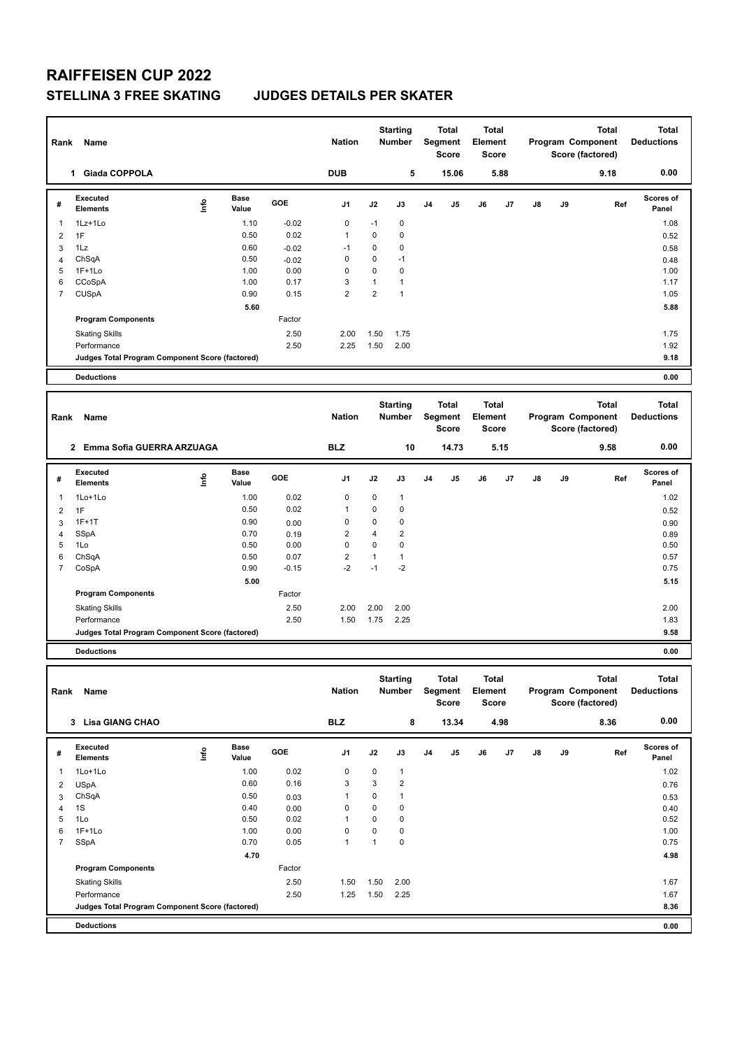# RAIFFEISEN CUP 2022

## STELLINA 3 FREE SKATING JUDGES DETAILS PER SKATER

| Rank | Name | Nation | Starting Number | Total Segment Score | Total Element Score | Total Program Component Score (factored) | Total Deductions |
|---|---|---|---|---|---|---|---|
| 1 | Giada COPPOLA | DUB | 5 | 15.06 | 5.88 | 9.18 | 0.00 |

| # | Executed Elements | Info | Base Value | GOE | J1 | J2 | J3 | J4 | J5 | J6 | J7 | J8 | J9 | Ref | Scores of Panel |
|---|---|---|---|---|---|---|---|---|---|---|---|---|---|---|---|
| 1 | 1Lz+1Lo | | 1.10 | -0.02 | 0 | -1 | 0 | | | | | | | | 1.08 |
| 2 | 1F | | 0.50 | 0.02 | 1 | 0 | 0 | | | | | | | | 0.52 |
| 3 | 1Lz | | 0.60 | -0.02 | -1 | 0 | 0 | | | | | | | | 0.58 |
| 4 | ChSqA | | 0.50 | -0.02 | 0 | 0 | -1 | | | | | | | | 0.48 |
| 5 | 1F+1Lo | | 1.00 | 0.00 | 0 | 0 | 0 | | | | | | | | 1.00 |
| 6 | CCoSpA | | 1.00 | 0.17 | 3 | 1 | 1 | | | | | | | | 1.17 |
| 7 | CUSpA | | 0.90 | 0.15 | 2 | 2 | 1 | | | | | | | | 1.05 |
| | | | 5.60 | | | | | | | | | | | | 5.88 |
| | **Program Components** | | | Factor | | | | | | | | | | | |
| | Skating Skills | | | 2.50 | 2.00 | 1.50 | 1.75 | | | | | | | | 1.75 |
| | Performance | | | 2.50 | 2.25 | 1.50 | 2.00 | | | | | | | | 1.92 |
| | **Judges Total Program Component Score (factored)** | | | | | | | | | | | | | | **9.18** |
| | **Deductions** | | | | | | | | | | | | | | **0.00** |

| Rank | Name | Nation | Starting Number | Total Segment Score | Total Element Score | Total Program Component Score (factored) | Total Deductions |
|---|---|---|---|---|---|---|---|
| 2 | Emma Sofia GUERRA ARZUAGA | BLZ | 10 | 14.73 | 5.15 | 9.58 | 0.00 |

| # | Executed Elements | Info | Base Value | GOE | J1 | J2 | J3 | J4 | J5 | J6 | J7 | J8 | J9 | Ref | Scores of Panel |
|---|---|---|---|---|---|---|---|---|---|---|---|---|---|---|---|
| 1 | 1Lo+1Lo | | 1.00 | 0.02 | 0 | 0 | 1 | | | | | | | | 1.02 |
| 2 | 1F | | 0.50 | 0.02 | 1 | 0 | 0 | | | | | | | | 0.52 |
| 3 | 1F+1T | | 0.90 | 0.00 | 0 | 0 | 0 | | | | | | | | 0.90 |
| 4 | SSpA | | 0.70 | 0.19 | 2 | 4 | 2 | | | | | | | | 0.89 |
| 5 | 1Lo | | 0.50 | 0.00 | 0 | 0 | 0 | | | | | | | | 0.50 |
| 6 | ChSqA | | 0.50 | 0.07 | 2 | 1 | 1 | | | | | | | | 0.57 |
| 7 | CoSpA | | 0.90 | -0.15 | -2 | -1 | -2 | | | | | | | | 0.75 |
| | | | 5.00 | | | | | | | | | | | | 5.15 |
| | **Program Components** | | | Factor | | | | | | | | | | | |
| | Skating Skills | | | 2.50 | 2.00 | 2.00 | 2.00 | | | | | | | | 2.00 |
| | Performance | | | 2.50 | 1.50 | 1.75 | 2.25 | | | | | | | | 1.83 |
| | **Judges Total Program Component Score (factored)** | | | | | | | | | | | | | | **9.58** |
| | **Deductions** | | | | | | | | | | | | | | **0.00** |

| Rank | Name | Nation | Starting Number | Total Segment Score | Total Element Score | Total Program Component Score (factored) | Total Deductions |
|---|---|---|---|---|---|---|---|
| 3 | Lisa GIANG CHAO | BLZ | 8 | 13.34 | 4.98 | 8.36 | 0.00 |

| # | Executed Elements | Info | Base Value | GOE | J1 | J2 | J3 | J4 | J5 | J6 | J7 | J8 | J9 | Ref | Scores of Panel |
|---|---|---|---|---|---|---|---|---|---|---|---|---|---|---|---|
| 1 | 1Lo+1Lo | | 1.00 | 0.02 | 0 | 0 | 1 | | | | | | | | 1.02 |
| 2 | USpA | | 0.60 | 0.16 | 3 | 3 | 2 | | | | | | | | 0.76 |
| 3 | ChSqA | | 0.50 | 0.03 | 1 | 0 | 1 | | | | | | | | 0.53 |
| 4 | 1S | | 0.40 | 0.00 | 0 | 0 | 0 | | | | | | | | 0.40 |
| 5 | 1Lo | | 0.50 | 0.02 | 1 | 0 | 0 | | | | | | | | 0.52 |
| 6 | 1F+1Lo | | 1.00 | 0.00 | 0 | 0 | 0 | | | | | | | | 1.00 |
| 7 | SSpA | | 0.70 | 0.05 | 1 | 1 | 0 | | | | | | | | 0.75 |
| | | | 4.70 | | | | | | | | | | | | 4.98 |
| | **Program Components** | | | Factor | | | | | | | | | | | |
| | Skating Skills | | | 2.50 | 1.50 | 1.50 | 2.00 | | | | | | | | 1.67 |
| | Performance | | | 2.50 | 1.25 | 1.50 | 2.25 | | | | | | | | 1.67 |
| | **Judges Total Program Component Score (factored)** | | | | | | | | | | | | | | **8.36** |
| | **Deductions** | | | | | | | | | | | | | | **0.00** |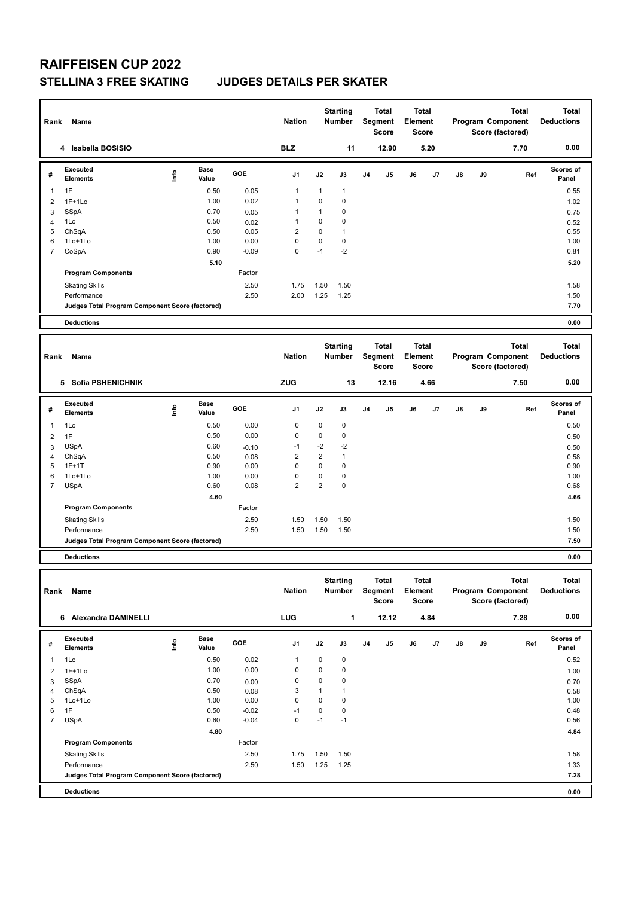# RAIFFEISEN CUP 2022

## STELLINA 3 FREE SKATING JUDGES DETAILS PER SKATER

| Rank | Name | Nation | Starting Number | Total Segment Score | Total Element Score | Total Program Component Score (factored) | Total Deductions |
|---|---|---|---|---|---|---|---|
| 4 | Isabella BOSISIO | BLZ | 11 | 12.90 | 5.20 | 7.70 | 0.00 |

| # | Executed Elements | Info | Base Value | GOE | J1 | J2 | J3 | J4 | J5 | J6 | J7 | J8 | J9 | Ref | Scores of Panel |
|---|---|---|---|---|---|---|---|---|---|---|---|---|---|---|---|
| 1 | 1F | | 0.50 | 0.05 | 1 | 1 | 1 | | | | | | | | 0.55 |
| 2 | 1F+1Lo | | 1.00 | 0.02 | 1 | 0 | 0 | | | | | | | | 1.02 |
| 3 | SSpA | | 0.70 | 0.05 | 1 | 1 | 0 | | | | | | | | 0.75 |
| 4 | 1Lo | | 0.50 | 0.02 | 1 | 0 | 0 | | | | | | | | 0.52 |
| 5 | ChSqA | | 0.50 | 0.05 | 2 | 0 | 1 | | | | | | | | 0.55 |
| 6 | 1Lo+1Lo | | 1.00 | 0.00 | 0 | 0 | 0 | | | | | | | | 1.00 |
| 7 | CoSpA | | 0.90 | -0.09 | 0 | -1 | -2 | | | | | | | | 0.81 |
| | | | 5.10 | | | | | | | | | | | | 5.20 |
| | **Program Components** | | | Factor | | | | | | | | | | | |
| | Skating Skills | | | 2.50 | 1.75 | 1.50 | 1.50 | | | | | | | | 1.58 |
| | Performance | | | 2.50 | 2.00 | 1.25 | 1.25 | | | | | | | | 1.50 |
| | **Judges Total Program Component Score (factored)** | | | | | | | | | | | | | | 7.70 |
| | **Deductions** | | | | | | | | | | | | | | 0.00 |

| Rank | Name | Nation | Starting Number | Total Segment Score | Total Element Score | Total Program Component Score (factored) | Total Deductions |
|---|---|---|---|---|---|---|---|
| 5 | Sofia PSHENICHNIK | ZUG | 13 | 12.16 | 4.66 | 7.50 | 0.00 |

| # | Executed Elements | Info | Base Value | GOE | J1 | J2 | J3 | J4 | J5 | J6 | J7 | J8 | J9 | Ref | Scores of Panel |
|---|---|---|---|---|---|---|---|---|---|---|---|---|---|---|---|
| 1 | 1Lo | | 0.50 | 0.00 | 0 | 0 | 0 | | | | | | | | 0.50 |
| 2 | 1F | | 0.50 | 0.00 | 0 | 0 | 0 | | | | | | | | 0.50 |
| 3 | USpA | | 0.60 | -0.10 | -1 | -2 | -2 | | | | | | | | 0.50 |
| 4 | ChSqA | | 0.50 | 0.08 | 2 | 2 | 1 | | | | | | | | 0.58 |
| 5 | 1F+1T | | 0.90 | 0.00 | 0 | 0 | 0 | | | | | | | | 0.90 |
| 6 | 1Lo+1Lo | | 1.00 | 0.00 | 0 | 0 | 0 | | | | | | | | 1.00 |
| 7 | USpA | | 0.60 | 0.08 | 2 | 2 | 0 | | | | | | | | 0.68 |
| | | | 4.60 | | | | | | | | | | | | 4.66 |
| | **Program Components** | | | Factor | | | | | | | | | | | |
| | Skating Skills | | | 2.50 | 1.50 | 1.50 | 1.50 | | | | | | | | 1.50 |
| | Performance | | | 2.50 | 1.50 | 1.50 | 1.50 | | | | | | | | 1.50 |
| | **Judges Total Program Component Score (factored)** | | | | | | | | | | | | | | 7.50 |
| | **Deductions** | | | | | | | | | | | | | | 0.00 |

| Rank | Name | Nation | Starting Number | Total Segment Score | Total Element Score | Total Program Component Score (factored) | Total Deductions |
|---|---|---|---|---|---|---|---|
| 6 | Alexandra DAMINELLI | LUG | 1 | 12.12 | 4.84 | 7.28 | 0.00 |

| # | Executed Elements | Info | Base Value | GOE | J1 | J2 | J3 | J4 | J5 | J6 | J7 | J8 | J9 | Ref | Scores of Panel |
|---|---|---|---|---|---|---|---|---|---|---|---|---|---|---|---|
| 1 | 1Lo | | 0.50 | 0.02 | 1 | 0 | 0 | | | | | | | | 0.52 |
| 2 | 1F+1Lo | | 1.00 | 0.00 | 0 | 0 | 0 | | | | | | | | 1.00 |
| 3 | SSpA | | 0.70 | 0.00 | 0 | 0 | 0 | | | | | | | | 0.70 |
| 4 | ChSqA | | 0.50 | 0.08 | 3 | 1 | 1 | | | | | | | | 0.58 |
| 5 | 1Lo+1Lo | | 1.00 | 0.00 | 0 | 0 | 0 | | | | | | | | 1.00 |
| 6 | 1F | | 0.50 | -0.02 | -1 | 0 | 0 | | | | | | | | 0.48 |
| 7 | USpA | | 0.60 | -0.04 | 0 | -1 | -1 | | | | | | | | 0.56 |
| | | | 4.80 | | | | | | | | | | | | 4.84 |
| | **Program Components** | | | Factor | | | | | | | | | | | |
| | Skating Skills | | | 2.50 | 1.75 | 1.50 | 1.50 | | | | | | | | 1.58 |
| | Performance | | | 2.50 | 1.50 | 1.25 | 1.25 | | | | | | | | 1.33 |
| | **Judges Total Program Component Score (factored)** | | | | | | | | | | | | | | 7.28 |
| | **Deductions** | | | | | | | | | | | | | | 0.00 |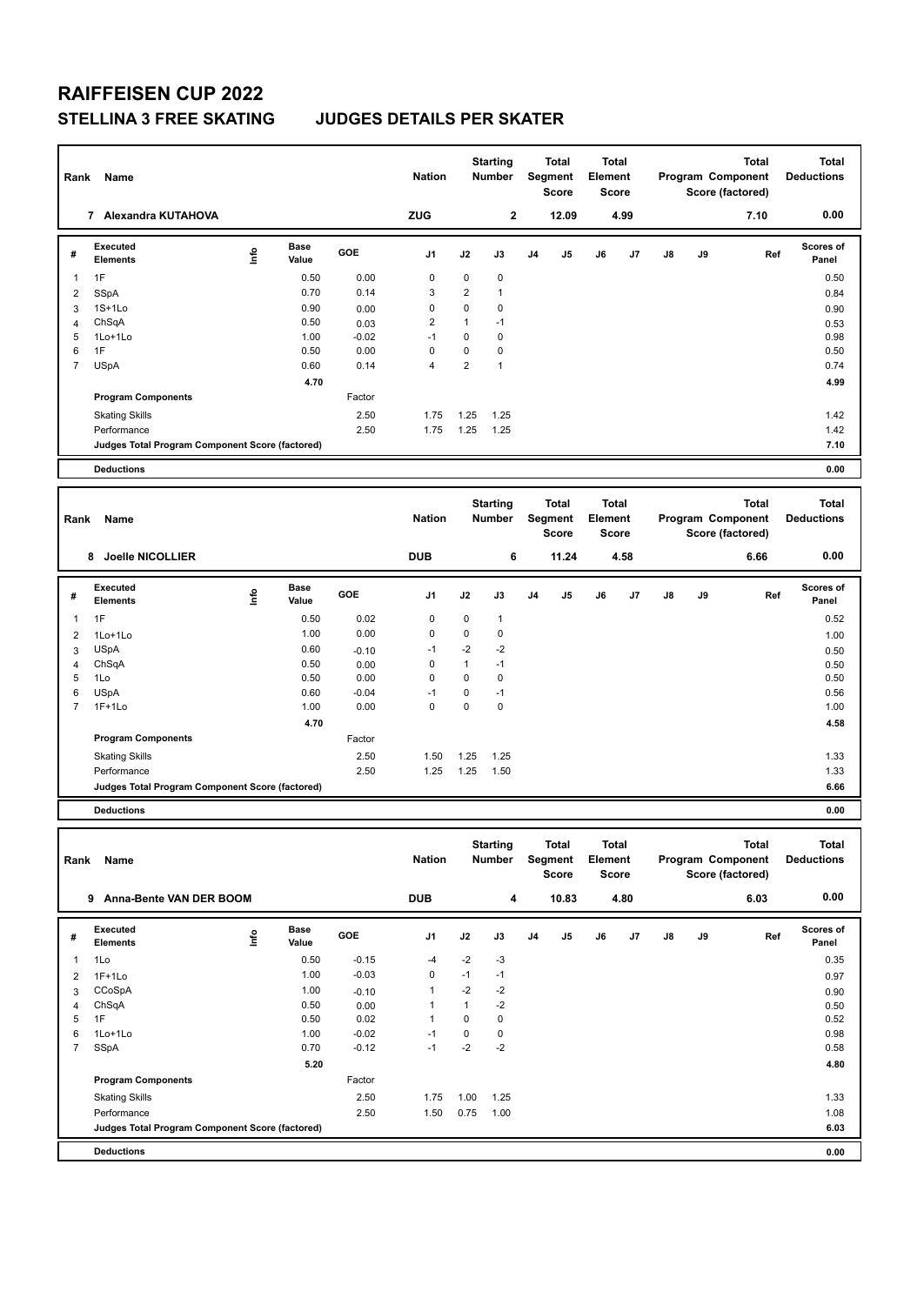# RAIFFEISEN CUP 2022

## STELLINA 3 FREE SKATING JUDGES DETAILS PER SKATER

| Rank | Name | Nation | Starting Number | Total Segment Score | Total Element Score | Total Program Component Score (factored) | Total Deductions |
|---|---|---|---|---|---|---|---|
| 7 | Alexandra KUTAHOVA | ZUG | 2 | 12.09 | 4.99 | 7.10 | 0.00 |

| # | Executed Elements | Info | Base Value | GOE | J1 | J2 | J3 | J4 | J5 | J6 | J7 | J8 | J9 | Ref | Scores of Panel |
|---|---|---|---|---|---|---|---|---|---|---|---|---|---|---|---|
| 1 | 1F | | 0.50 | 0.00 | 0 | 0 | 0 | | | | | | | | 0.50 |
| 2 | SSpA | | 0.70 | 0.14 | 3 | 2 | 1 | | | | | | | | 0.84 |
| 3 | 1S+1Lo | | 0.90 | 0.00 | 0 | 0 | 0 | | | | | | | | 0.90 |
| 4 | ChSqA | | 0.50 | 0.03 | 2 | 1 | -1 | | | | | | | | 0.53 |
| 5 | 1Lo+1Lo | | 1.00 | -0.02 | -1 | 0 | 0 | | | | | | | | 0.98 |
| 6 | 1F | | 0.50 | 0.00 | 0 | 0 | 0 | | | | | | | | 0.50 |
| 7 | USpA | | 0.60 | 0.14 | 4 | 2 | 1 | | | | | | | | 0.74 |
| | | | 4.70 | | | | | | | | | | | | 4.99 |
| | **Program Components** | | | Factor | | | | | | | | | | | |
| | Skating Skills | | | 2.50 | 1.75 | 1.25 | 1.25 | | | | | | | | 1.42 |
| | Performance | | | 2.50 | 1.75 | 1.25 | 1.25 | | | | | | | | 1.42 |
| | **Judges Total Program Component Score (factored)** | | | | | | | | | | | | | | 7.10 |
| | **Deductions** | | | | | | | | | | | | | | 0.00 |

| Rank | Name | Nation | Starting Number | Total Segment Score | Total Element Score | Total Program Component Score (factored) | Total Deductions |
|---|---|---|---|---|---|---|---|
| 8 | Joelle NICOLLIER | DUB | 6 | 11.24 | 4.58 | 6.66 | 0.00 |

| # | Executed Elements | Info | Base Value | GOE | J1 | J2 | J3 | J4 | J5 | J6 | J7 | J8 | J9 | Ref | Scores of Panel |
|---|---|---|---|---|---|---|---|---|---|---|---|---|---|---|---|
| 1 | 1F | | 0.50 | 0.02 | 0 | 0 | 1 | | | | | | | | 0.52 |
| 2 | 1Lo+1Lo | | 1.00 | 0.00 | 0 | 0 | 0 | | | | | | | | 1.00 |
| 3 | USpA | | 0.60 | -0.10 | -1 | -2 | -2 | | | | | | | | 0.50 |
| 4 | ChSqA | | 0.50 | 0.00 | 0 | 1 | -1 | | | | | | | | 0.50 |
| 5 | 1Lo | | 0.50 | 0.00 | 0 | 0 | 0 | | | | | | | | 0.50 |
| 6 | USpA | | 0.60 | -0.04 | -1 | 0 | -1 | | | | | | | | 0.56 |
| 7 | 1F+1Lo | | 1.00 | 0.00 | 0 | 0 | 0 | | | | | | | | 1.00 |
| | | | 4.70 | | | | | | | | | | | | 4.58 |
| | **Program Components** | | | Factor | | | | | | | | | | | |
| | Skating Skills | | | 2.50 | 1.50 | 1.25 | 1.25 | | | | | | | | 1.33 |
| | Performance | | | 2.50 | 1.25 | 1.25 | 1.50 | | | | | | | | 1.33 |
| | **Judges Total Program Component Score (factored)** | | | | | | | | | | | | | | 6.66 |
| | **Deductions** | | | | | | | | | | | | | | 0.00 |

| Rank | Name | Nation | Starting Number | Total Segment Score | Total Element Score | Total Program Component Score (factored) | Total Deductions |
|---|---|---|---|---|---|---|---|
| 9 | Anna-Bente VAN DER BOOM | DUB | 4 | 10.83 | 4.80 | 6.03 | 0.00 |

| # | Executed Elements | Info | Base Value | GOE | J1 | J2 | J3 | J4 | J5 | J6 | J7 | J8 | J9 | Ref | Scores of Panel |
|---|---|---|---|---|---|---|---|---|---|---|---|---|---|---|---|
| 1 | 1Lo | | 0.50 | -0.15 | -4 | -2 | -3 | | | | | | | | 0.35 |
| 2 | 1F+1Lo | | 1.00 | -0.03 | 0 | -1 | -1 | | | | | | | | 0.97 |
| 3 | CCoSpA | | 1.00 | -0.10 | 1 | -2 | -2 | | | | | | | | 0.90 |
| 4 | ChSqA | | 0.50 | 0.00 | 1 | 1 | -2 | | | | | | | | 0.50 |
| 5 | 1F | | 0.50 | 0.02 | 1 | 0 | 0 | | | | | | | | 0.52 |
| 6 | 1Lo+1Lo | | 1.00 | -0.02 | -1 | 0 | 0 | | | | | | | | 0.98 |
| 7 | SSpA | | 0.70 | -0.12 | -1 | -2 | -2 | | | | | | | | 0.58 |
| | | | 5.20 | | | | | | | | | | | | 4.80 |
| | **Program Components** | | | Factor | | | | | | | | | | | |
| | Skating Skills | | | 2.50 | 1.75 | 1.00 | 1.25 | | | | | | | | 1.33 |
| | Performance | | | 2.50 | 1.50 | 0.75 | 1.00 | | | | | | | | 1.08 |
| | **Judges Total Program Component Score (factored)** | | | | | | | | | | | | | | 6.03 |
| | **Deductions** | | | | | | | | | | | | | | 0.00 |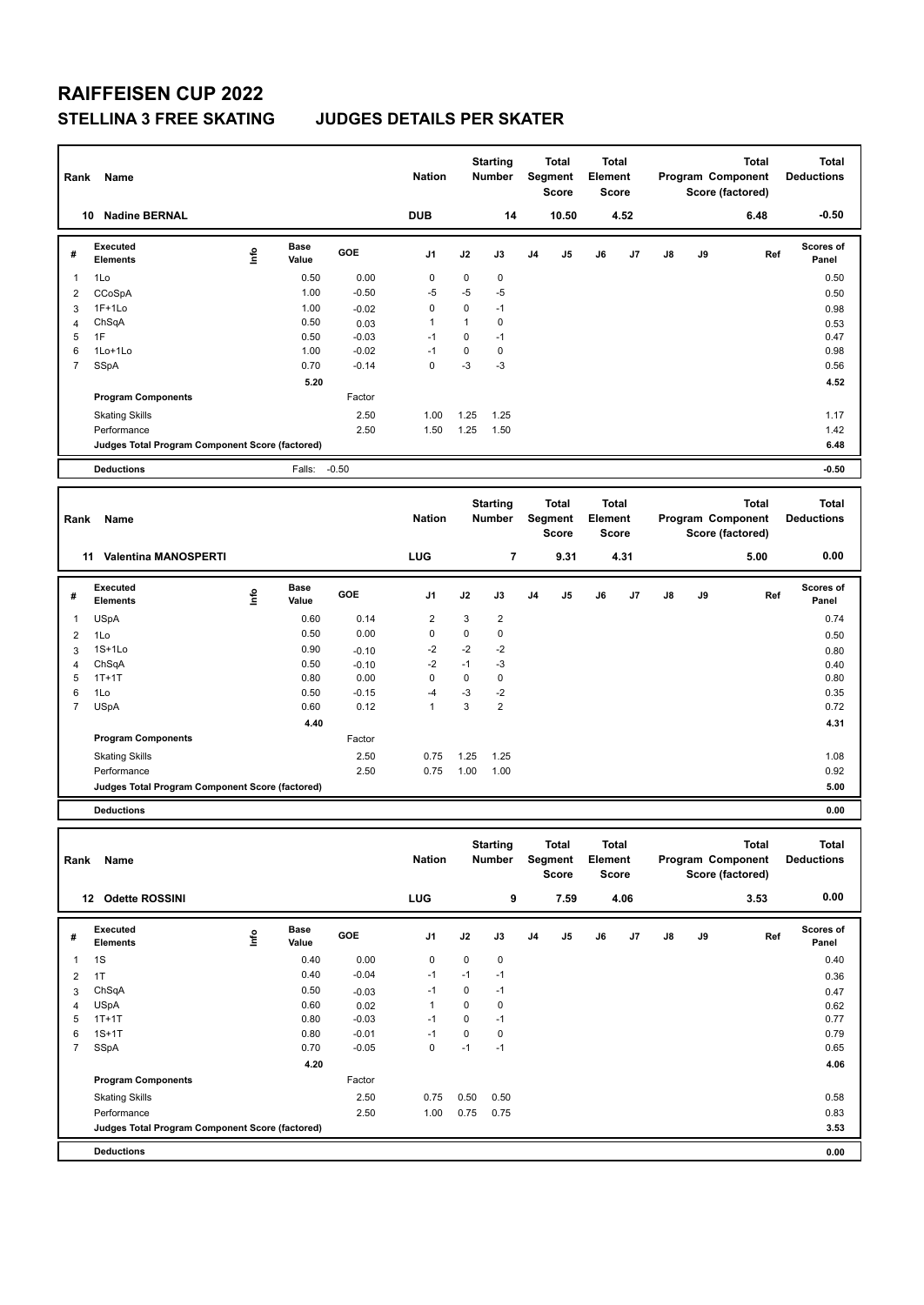# RAIFFEISEN CUP 2022

## STELLINA 3 FREE SKATING JUDGES DETAILS PER SKATER

| Rank | Name | Nation | Starting Number | Total Segment Score | Total Element Score | Total Program Component Score (factored) | Total Deductions |
|---|---|---|---|---|---|---|---|
| 10 | Nadine BERNAL | DUB | 14 | 10.50 | 4.52 | 6.48 | -0.50 |

| # | Executed Elements | Info | Base Value | GOE | J1 | J2 | J3 | J4 | J5 | J6 | J7 | J8 | J9 | Ref | Scores of Panel |
|---|---|---|---|---|---|---|---|---|---|---|---|---|---|---|---|
| 1 | 1Lo | | 0.50 | 0.00 | 0 | 0 | 0 | | | | | | | | 0.50 |
| 2 | CCoSpA | | 1.00 | -0.50 | -5 | -5 | -5 | | | | | | | | 0.50 |
| 3 | 1F+1Lo | | 1.00 | -0.02 | 0 | 0 | -1 | | | | | | | | 0.98 |
| 4 | ChSqA | | 0.50 | 0.03 | 1 | 1 | 0 | | | | | | | | 0.53 |
| 5 | 1F | | 0.50 | -0.03 | -1 | 0 | -1 | | | | | | | | 0.47 |
| 6 | 1Lo+1Lo | | 1.00 | -0.02 | -1 | 0 | 0 | | | | | | | | 0.98 |
| 7 | SSpA | | 0.70 | -0.14 | 0 | -3 | -3 | | | | | | | | 0.56 |
| | | | 5.20 | | | | | | | | | | | | 4.52 |
| | **Program Components** | | | Factor | | | | | | | | | | | |
| | Skating Skills | | | 2.50 | 1.00 | 1.25 | 1.25 | | | | | | | | 1.17 |
| | Performance | | | 2.50 | 1.50 | 1.25 | 1.50 | | | | | | | | 1.42 |
| | **Judges Total Program Component Score (factored)** | | | | | | | | | | | | | | 6.48 |
| | **Deductions** | | Falls: | -0.50 | | | | | | | | | | | -0.50 |

| Rank | Name | Nation | Starting Number | Total Segment Score | Total Element Score | Total Program Component Score (factored) | Total Deductions |
|---|---|---|---|---|---|---|---|
| 11 | Valentina MANOSPERTI | LUG | 7 | 9.31 | 4.31 | 5.00 | 0.00 |

| # | Executed Elements | Info | Base Value | GOE | J1 | J2 | J3 | J4 | J5 | J6 | J7 | J8 | J9 | Ref | Scores of Panel |
|---|---|---|---|---|---|---|---|---|---|---|---|---|---|---|---|
| 1 | USpA | | 0.60 | 0.14 | 2 | 3 | 2 | | | | | | | | 0.74 |
| 2 | 1Lo | | 0.50 | 0.00 | 0 | 0 | 0 | | | | | | | | 0.50 |
| 3 | 1S+1Lo | | 0.90 | -0.10 | -2 | -2 | -2 | | | | | | | | 0.80 |
| 4 | ChSqA | | 0.50 | -0.10 | -2 | -1 | -3 | | | | | | | | 0.40 |
| 5 | 1T+1T | | 0.80 | 0.00 | 0 | 0 | 0 | | | | | | | | 0.80 |
| 6 | 1Lo | | 0.50 | -0.15 | -4 | -3 | -2 | | | | | | | | 0.35 |
| 7 | USpA | | 0.60 | 0.12 | 1 | 3 | 2 | | | | | | | | 0.72 |
| | | | 4.40 | | | | | | | | | | | | 4.31 |
| | **Program Components** | | | Factor | | | | | | | | | | | |
| | Skating Skills | | | 2.50 | 0.75 | 1.25 | 1.25 | | | | | | | | 1.08 |
| | Performance | | | 2.50 | 0.75 | 1.00 | 1.00 | | | | | | | | 0.92 |
| | **Judges Total Program Component Score (factored)** | | | | | | | | | | | | | | 5.00 |
| | **Deductions** | | | | | | | | | | | | | | 0.00 |

| Rank | Name | Nation | Starting Number | Total Segment Score | Total Element Score | Total Program Component Score (factored) | Total Deductions |
|---|---|---|---|---|---|---|---|
| 12 | Odette ROSSINI | LUG | 9 | 7.59 | 4.06 | 3.53 | 0.00 |

| # | Executed Elements | Info | Base Value | GOE | J1 | J2 | J3 | J4 | J5 | J6 | J7 | J8 | J9 | Ref | Scores of Panel |
|---|---|---|---|---|---|---|---|---|---|---|---|---|---|---|---|
| 1 | 1S | | 0.40 | 0.00 | 0 | 0 | 0 | | | | | | | | 0.40 |
| 2 | 1T | | 0.40 | -0.04 | -1 | -1 | -1 | | | | | | | | 0.36 |
| 3 | ChSqA | | 0.50 | -0.03 | -1 | 0 | -1 | | | | | | | | 0.47 |
| 4 | USpA | | 0.60 | 0.02 | 1 | 0 | 0 | | | | | | | | 0.62 |
| 5 | 1T+1T | | 0.80 | -0.03 | -1 | 0 | -1 | | | | | | | | 0.77 |
| 6 | 1S+1T | | 0.80 | -0.01 | -1 | 0 | 0 | | | | | | | | 0.79 |
| 7 | SSpA | | 0.70 | -0.05 | 0 | -1 | -1 | | | | | | | | 0.65 |
| | | | 4.20 | | | | | | | | | | | | 4.06 |
| | **Program Components** | | | Factor | | | | | | | | | | | |
| | Skating Skills | | | 2.50 | 0.75 | 0.50 | 0.50 | | | | | | | | 0.58 |
| | Performance | | | 2.50 | 1.00 | 0.75 | 0.75 | | | | | | | | 0.83 |
| | **Judges Total Program Component Score (factored)** | | | | | | | | | | | | | | 3.53 |
| | **Deductions** | | | | | | | | | | | | | | 0.00 |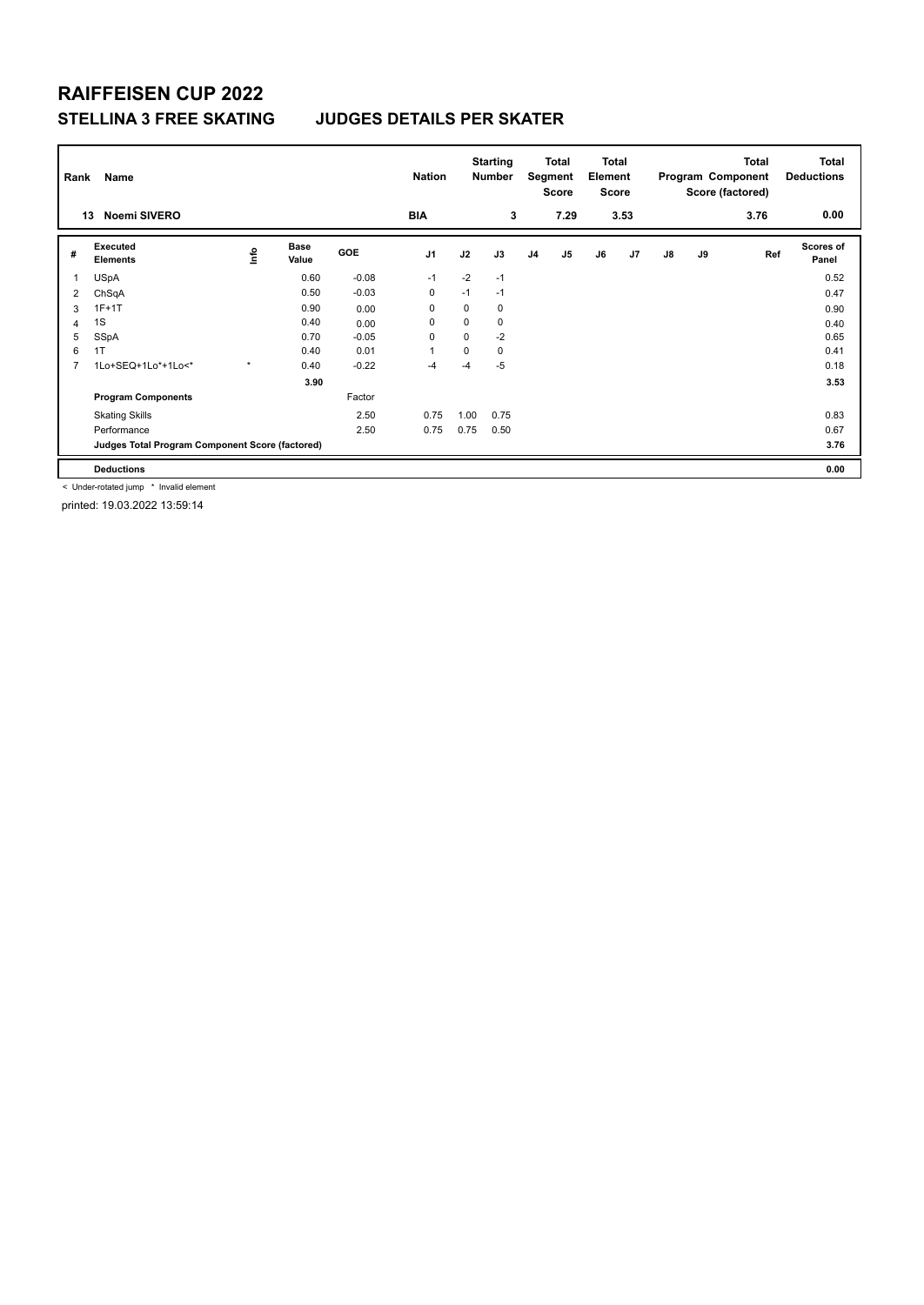# RAIFFEISEN CUP 2022

## STELLINA 3 FREE SKATING JUDGES DETAILS PER SKATER

| Rank | Name | Nation | Starting Number | Total Segment Score | Total Element Score | Total Program Component Score (factored) | Total Deductions |
|---|---|---|---|---|---|---|---|
| 13 | Noemi SIVERO | BIA | 3 | 7.29 | 3.53 | 3.76 | 0.00 |

| # | Executed Elements | Info | Base Value | GOE | J1 | J2 | J3 | J4 | J5 | J6 | J7 | J8 | J9 | Ref | Scores of Panel |
|---|---|---|---|---|---|---|---|---|---|---|---|---|---|---|---|
| 1 | USpA | | 0.60 | -0.08 | -1 | -2 | -1 | | | | | | | | 0.52 |
| 2 | ChSqA | | 0.50 | -0.03 | 0 | -1 | -1 | | | | | | | | 0.47 |
| 3 | 1F+1T | | 0.90 | 0.00 | 0 | 0 | 0 | | | | | | | | 0.90 |
| 4 | 1S | | 0.40 | 0.00 | 0 | 0 | 0 | | | | | | | | 0.40 |
| 5 | SSpA | | 0.70 | -0.05 | 0 | 0 | -2 | | | | | | | | 0.65 |
| 6 | 1T | | 0.40 | 0.01 | 1 | 0 | 0 | | | | | | | | 0.41 |
| 7 | 1Lo+SEQ+1Lo*+1Lo<* | * | 0.40 | -0.22 | -4 | -4 | -5 | | | | | | | | 0.18 |
| | | | 3.90 | | | | | | | | | | | | 3.53 |
| | **Program Components** | | | Factor | | | | | | | | | | | |
| | Skating Skills | | | 2.50 | 0.75 | 1.00 | 0.75 | | | | | | | | 0.83 |
| | Performance | | | 2.50 | 0.75 | 0.75 | 0.50 | | | | | | | | 0.67 |
| | **Judges Total Program Component Score (factored)** | | | | | | | | | | | | | | 3.76 |
| | **Deductions** | | | | | | | | | | | | | | 0.00 |

< Under-rotated jump * Invalid element

printed: 19.03.2022 13:59:14